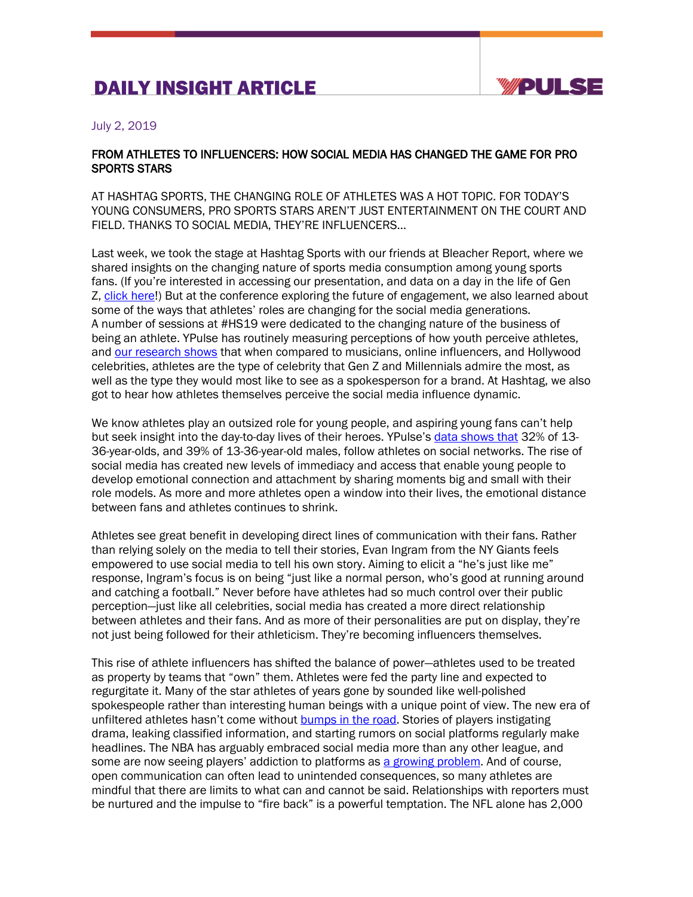# DAILY INSIGHT ARTICLE

July 2, 2019

## FROM ATHLETES TO INFLUENCERS: HOW SOCIAL MEDIA HAS CHANGED THE GAME FOR PRO SPORTS STARS

AT HASHTAG SPORTS, THE CHANGING ROLE OF ATHLETES WAS A HOT TOPIC. FOR TODAY'S YOUNG CONSUMERS, PRO SPORTS STARS AREN'T JUST ENTERTAINMENT ON THE COURT AND FIELD. THANKS TO SOCIAL MEDIA, THEY'RE INFLUENCERS…

Last week, we took the stage at Hashtag Sports with our friends at Bleacher Report, where we shared insights on the changing nature of sports media consumption among young sports fans. (If you're interested in accessing our presentation, and data on a day in the life of Gen Z, click here!) But at the conference exploring the future of engagement, we also learned about some of the ways that athletes' roles are changing for the social media generations. A number of sessions at #HS19 were dedicated to the changing nature of the business of being an athlete. YPulse has routinely measuring perceptions of how youth perceive athletes, and our research shows that when compared to musicians, online influencers, and Hollywood celebrities, athletes are the type of celebrity that Gen Z and Millennials admire the most, as well as the type they would most like to see as a spokesperson for a brand. At Hashtag, we also got to hear how athletes themselves perceive the social media influence dynamic.

We know athletes play an outsized role for young people, and aspiring young fans can't help but seek insight into the day-to-day lives of their heroes. YPulse's data shows that 32% of 13-36-year-olds, and 39% of 13-36-year-old males, follow athletes on social networks. The rise of social media has created new levels of immediacy and access that enable young people to develop emotional connection and attachment by sharing moments big and small with their role models. As more and more athletes open a window into their lives, the emotional distance between fans and athletes continues to shrink.

Athletes see great benefit in developing direct lines of communication with their fans. Rather than relying solely on the media to tell their stories, Evan Ingram from the NY Giants feels empowered to use social media to tell his own story. Aiming to elicit a "he's just like me" response, Ingram's focus is on being "just like a normal person, who's good at running around and catching a football." Never before have athletes had so much control over their public perception—just like all celebrities, social media has created a more direct relationship between athletes and their fans. And as more of their personalities are put on display, they're not just being followed for their athleticism. They're becoming influencers themselves.

This rise of athlete influencers has shifted the balance of power—athletes used to be treated as property by teams that "own" them. Athletes were fed the party line and expected to regurgitate it. Many of the star athletes of years gone by sounded like well-polished spokespeople rather than interesting human beings with a unique point of view. The new era of unfiltered athletes hasn't come without bumps in the road. Stories of players instigating drama, leaking classified information, and starting rumors on social platforms regularly make headlines. The NBA has arguably embraced social media more than any other league, and some are now seeing players' addiction to platforms as a growing problem. And of course, open communication can often lead to unintended consequences, so many athletes are mindful that there are limits to what can and cannot be said. Relationships with reporters must be nurtured and the impulse to "fire back" is a powerful temptation. The NFL alone has 2,000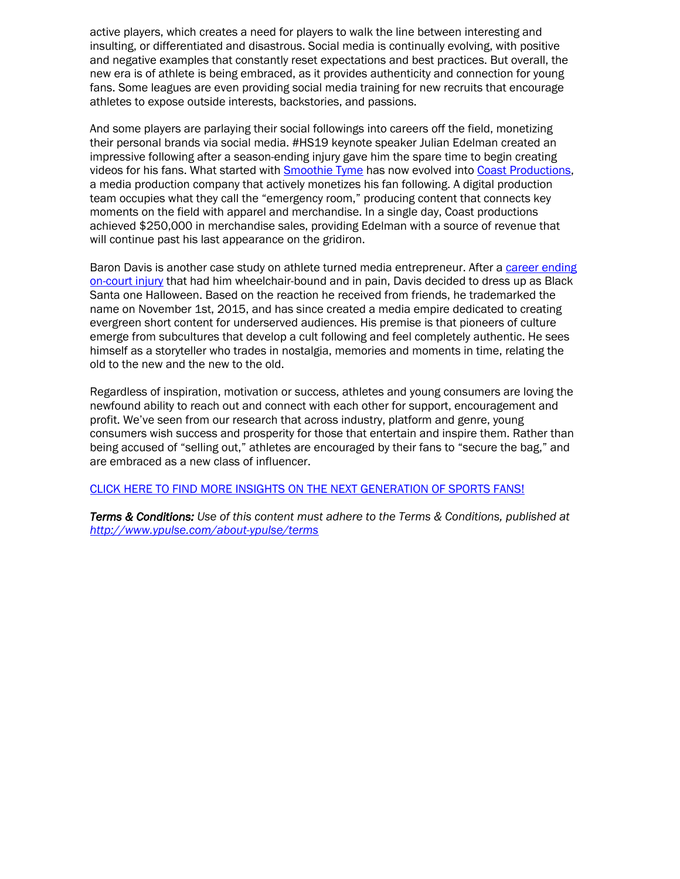active players, which creates a need for players to walk the line between interesting and insulting, or differentiated and disastrous. Social media is continually evolving, with positive and negative examples that constantly reset expectations and best practices. But overall, the new era is of athlete is being embraced, as it provides authenticity and connection for young fans. Some leagues are even providing social media training for new recruits that encourage athletes to expose outside interests, backstories, and passions.

And some players are parlaying their social followings into careers off the field, monetizing their personal brands via social media. #HS19 keynote speaker Julian Edelman created an impressive following after a season-ending injury gave him the spare time to begin creating videos for his fans. What started with Smoothie Tyme has now evolved into Coast Productions, a media production company that actively monetizes his fan following. A digital production team occupies what they call the "emergency room," producing content that connects key moments on the field with apparel and merchandise. In a single day, Coast productions achieved $250,000 in merchandise sales, providing Edelman with a source of revenue that will continue past his last appearance on the gridiron.

Baron Davis is another case study on athlete turned media entrepreneur. After a career ending on-court injury that had him wheelchair-bound and in pain, Davis decided to dress up as Black Santa one Halloween. Based on the reaction he received from friends, he trademarked the name on November 1st, 2015, and has since created a media empire dedicated to creating evergreen short content for underserved audiences. His premise is that pioneers of culture emerge from subcultures that develop a cult following and feel completely authentic. He sees himself as a storyteller who trades in nostalgia, memories and moments in time, relating the old to the new and the new to the old.

Regardless of inspiration, motivation or success, athletes and young consumers are loving the newfound ability to reach out and connect with each other for support, encouragement and profit. We've seen from our research that across industry, platform and genre, young consumers wish success and prosperity for those that entertain and inspire them. Rather than being accused of "selling out," athletes are encouraged by their fans to "secure the bag," and are embraced as a new class of influencer.

CLICK HERE TO FIND MORE INSIGHTS ON THE NEXT GENERATION OF SPORTS FANS!

***Terms & Conditions:*** *Use of this content must adhere to the Terms & Conditions, published at http://www.ypulse.com/about-ypulse/terms*